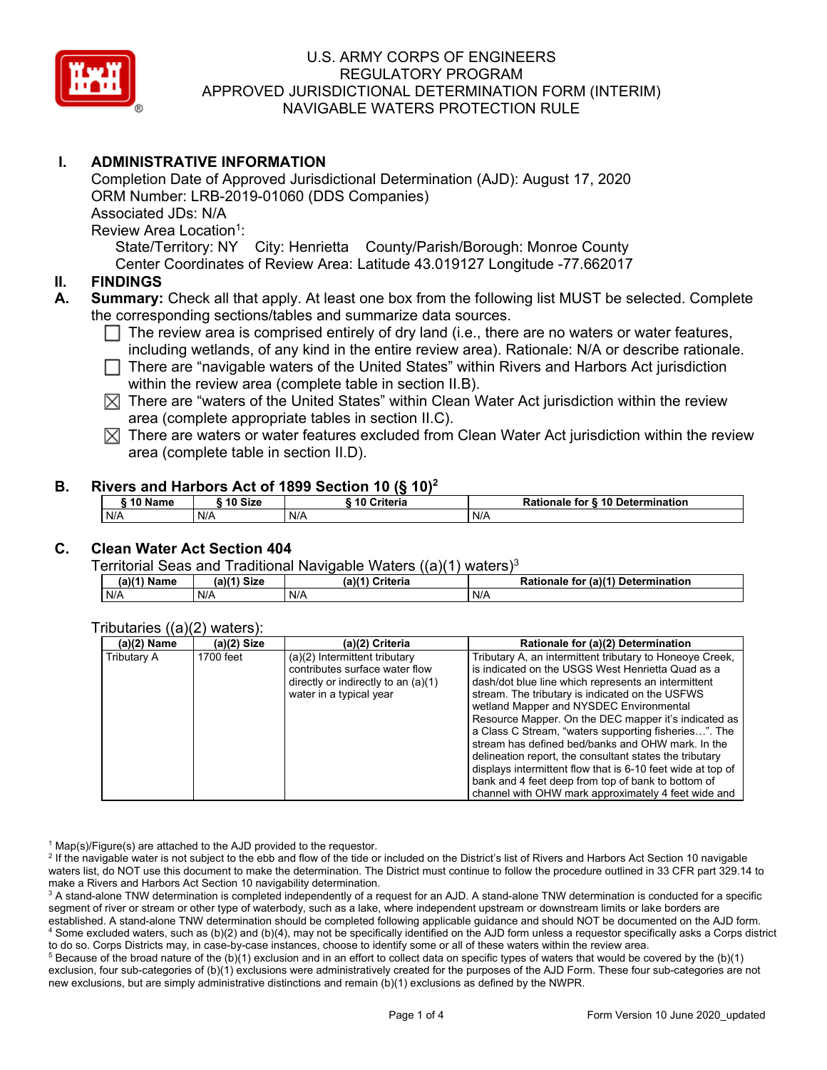U.S. ARMY CORPS OF ENGINEERS
REGULATORY PROGRAM
APPROVED JURISDICTIONAL DETERMINATION FORM (INTERIM)
NAVIGABLE WATERS PROTECTION RULE

## I. ADMINISTRATIVE INFORMATION

Completion Date of Approved Jurisdictional Determination (AJD): August 17, 2020
ORM Number: LRB-2019-01060 (DDS Companies)
Associated JDs: N/A
Review Area Location[1]:
State/Territory: NY City: Henrietta County/Parish/Borough: Monroe County
Center Coordinates of Review Area: Latitude 43.019127 Longitude -77.662017

## II. FINDINGS

**A. Summary:** Check all that apply. At least one box from the following list MUST be selected. Complete the corresponding sections/tables and summarize data sources.

- ☐ The review area is comprised entirely of dry land (i.e., there are no waters or water features, including wetlands, of any kind in the entire review area). Rationale: N/A or describe rationale.
- ☐ There are "navigable waters of the United States" within Rivers and Harbors Act jurisdiction within the review area (complete table in section II.B).
- ☒ There are "waters of the United States" within Clean Water Act jurisdiction within the review area (complete appropriate tables in section II.C).
- ☒ There are waters or water features excluded from Clean Water Act jurisdiction within the review area (complete table in section II.D).

### B. Rivers and Harbors Act of 1899 Section 10 (§ 10)[2]

| § 10 Name | § 10 Size | § 10 Criteria | Rationale for § 10 Determination |
|---|---|---|---|
| N/A | N/A | N/A | N/A |

### C. Clean Water Act Section 404

Territorial Seas and Traditional Navigable Waters ((a)(1) waters)[3]

| (a)(1) Name | (a)(1) Size | (a)(1) Criteria | Rationale for (a)(1) Determination |
|---|---|---|---|
| N/A | N/A | N/A | N/A |

Tributaries ((a)(2) waters):

| (a)(2) Name | (a)(2) Size | (a)(2) Criteria | Rationale for (a)(2) Determination |
|---|---|---|---|
| Tributary A | 1700 feet | (a)(2) Intermittent tributary contributes surface water flow directly or indirectly to an (a)(1) water in a typical year | Tributary A, an intermittent tributary to Honeoye Creek, is indicated on the USGS West Henrietta Quad as a dash/dot blue line which represents an intermittent stream. The tributary is indicated on the USFWS wetland Mapper and NYSDEC Environmental Resource Mapper. On the DEC mapper it's indicated as a Class C Stream, "waters supporting fisheries…". The stream has defined bed/banks and OHW mark. In the delineation report, the consultant states the tributary displays intermittent flow that is 6-10 feet wide at top of bank and 4 feet deep from top of bank to bottom of channel with OHW mark approximately 4 feet wide and |

[1] Map(s)/Figure(s) are attached to the AJD provided to the requestor.
[2] If the navigable water is not subject to the ebb and flow of the tide or included on the District's list of Rivers and Harbors Act Section 10 navigable waters list, do NOT use this document to make the determination. The District must continue to follow the procedure outlined in 33 CFR part 329.14 to make a Rivers and Harbors Act Section 10 navigability determination.
[3] A stand-alone TNW determination is completed independently of a request for an AJD. A stand-alone TNW determination is conducted for a specific segment of river or stream or other type of waterbody, such as a lake, where independent upstream or downstream limits or lake borders are established. A stand-alone TNW determination should be completed following applicable guidance and should NOT be documented on the AJD form.
[4] Some excluded waters, such as (b)(2) and (b)(4), may not be specifically identified on the AJD form unless a requestor specifically asks a Corps district to do so. Corps Districts may, in case-by-case instances, choose to identify some or all of these waters within the review area.
[5] Because of the broad nature of the (b)(1) exclusion and in an effort to collect data on specific types of waters that would be covered by the (b)(1) exclusion, four sub-categories of (b)(1) exclusions were administratively created for the purposes of the AJD Form. These four sub-categories are not new exclusions, but are simply administrative distinctions and remain (b)(1) exclusions as defined by the NWPR.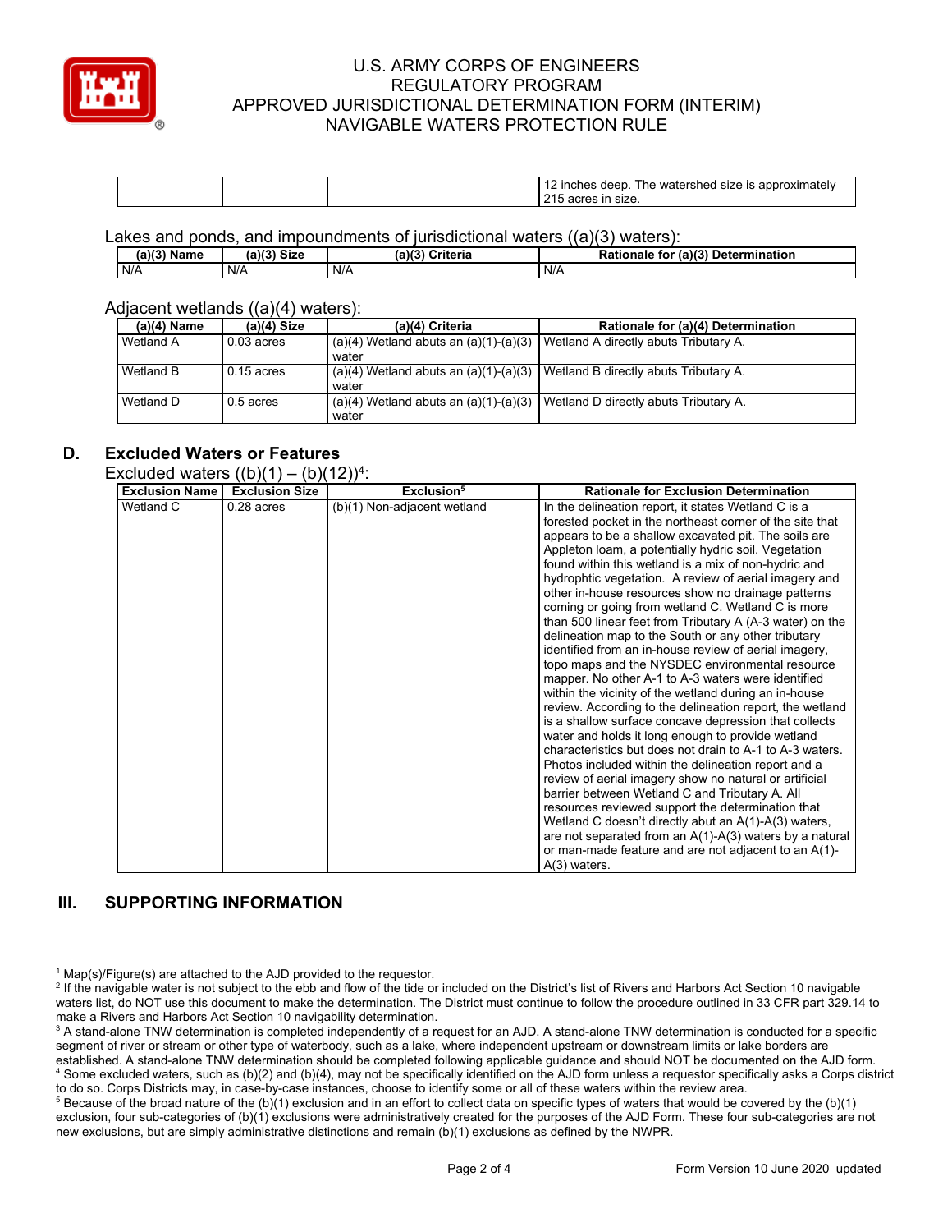| | | | 12 inches deep. The watershed size is approximately 215 acres in size. |
|---|---|---|---|

Lakes and ponds, and impoundments of jurisdictional waters ((a)(3) waters):

| (a)(3) Name | (a)(3) Size | (a)(3) Criteria | Rationale for (a)(3) Determination |
|---|---|---|---|
| N/A | N/A | N/A | N/A |

Adjacent wetlands ((a)(4) waters):

| (a)(4) Name | (a)(4) Size | (a)(4) Criteria | Rationale for (a)(4) Determination |
|---|---|---|---|
| Wetland A | 0.03 acres | (a)(4) Wetland abuts an (a)(1)-(a)(3) water | Wetland A directly abuts Tributary A. |
| Wetland B | 0.15 acres | (a)(4) Wetland abuts an (a)(1)-(a)(3) water | Wetland B directly abuts Tributary A. |
| Wetland D | 0.5 acres | (a)(4) Wetland abuts an (a)(1)-(a)(3) water | Wetland D directly abuts Tributary A. |

## D. Excluded Waters or Features

Excluded waters ((b)(1) – (b)(12))[4]:

| Exclusion Name | Exclusion Size | Exclusion[5] | Rationale for Exclusion Determination |
|---|---|---|---|
| Wetland C | 0.28 acres | (b)(1) Non-adjacent wetland | In the delineation report, it states Wetland C is a forested pocket in the northeast corner of the site that appears to be a shallow excavated pit. The soils are Appleton loam, a potentially hydric soil. Vegetation found within this wetland is a mix of non-hydric and hydrophtic vegetation. A review of aerial imagery and other in-house resources show no drainage patterns coming or going from wetland C. Wetland C is more than 500 linear feet from Tributary A (A-3 water) on the delineation map to the South or any other tributary identified from an in-house review of aerial imagery, topo maps and the NYSDEC environmental resource mapper. No other A-1 to A-3 waters were identified within the vicinity of the wetland during an in-house review. According to the delineation report, the wetland is a shallow surface concave depression that collects water and holds it long enough to provide wetland characteristics but does not drain to A-1 to A-3 waters. Photos included within the delineation report and a review of aerial imagery show no natural or artificial barrier between Wetland C and Tributary A. All resources reviewed support the determination that Wetland C doesn't directly abut an A(1)-A(3) waters, are not separated from an A(1)-A(3) waters by a natural or man-made feature and are not adjacent to an A(1)-A(3) waters. |

# III. SUPPORTING INFORMATION

[1] Map(s)/Figure(s) are attached to the AJD provided to the requestor.
[2] If the navigable water is not subject to the ebb and flow of the tide or included on the District's list of Rivers and Harbors Act Section 10 navigable waters list, do NOT use this document to make the determination. The District must continue to follow the procedure outlined in 33 CFR part 329.14 to make a Rivers and Harbors Act Section 10 navigability determination.
[3] A stand-alone TNW determination is completed independently of a request for an AJD. A stand-alone TNW determination is conducted for a specific segment of river or stream or other type of waterbody, such as a lake, where independent upstream or downstream limits or lake borders are established. A stand-alone TNW determination should be completed following applicable guidance and should NOT be documented on the AJD form.
[4] Some excluded waters, such as (b)(2) and (b)(4), may not be specifically identified on the AJD form unless a requestor specifically asks a Corps district to do so. Corps Districts may, in case-by-case instances, choose to identify some or all of these waters within the review area.
[5] Because of the broad nature of the (b)(1) exclusion and in an effort to collect data on specific types of waters that would be covered by the (b)(1) exclusion, four sub-categories of (b)(1) exclusions were administratively created for the purposes of the AJD Form. These four sub-categories are not new exclusions, but are simply administrative distinctions and remain (b)(1) exclusions as defined by the NWPR.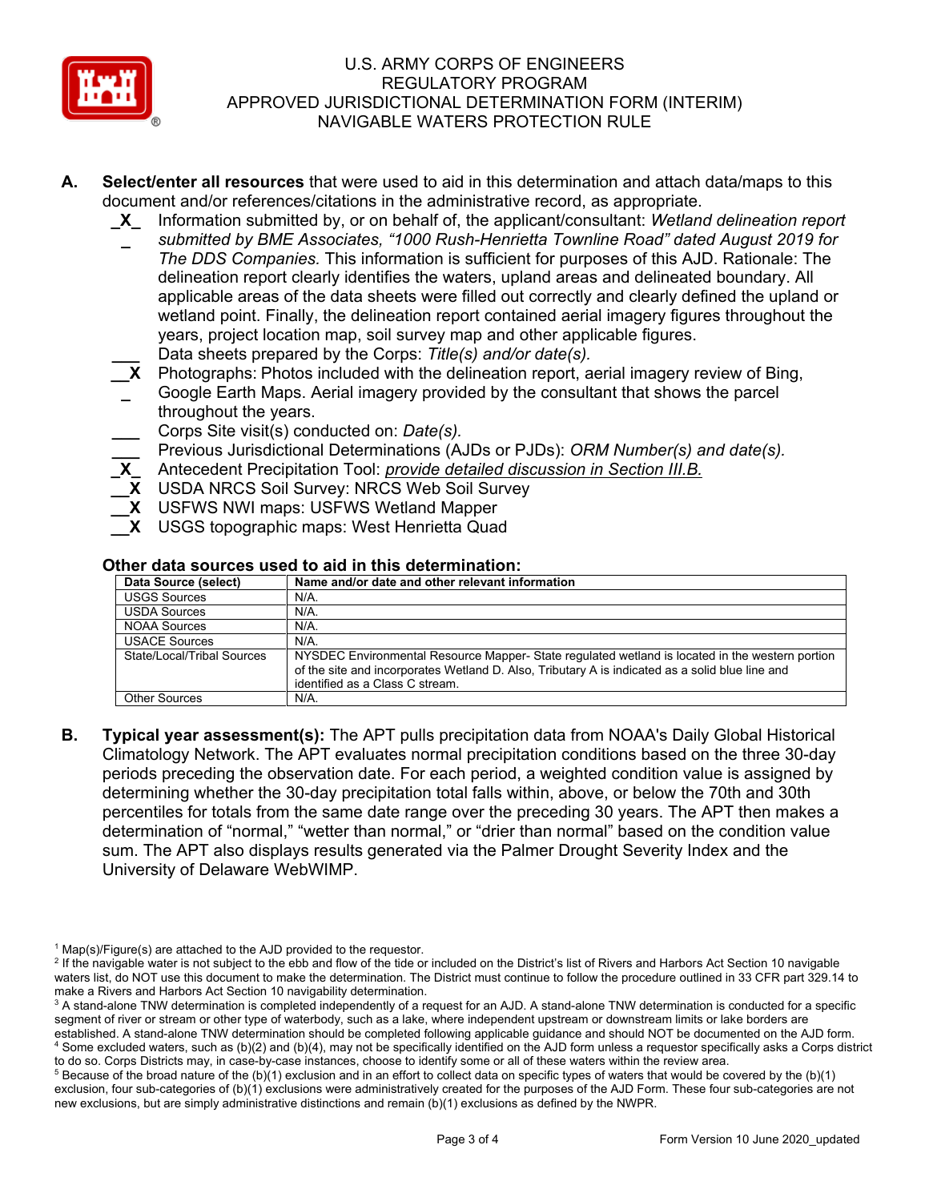**A. Select/enter all resources** that were used to aid in this determination and attach data/maps to this document and/or references/citations in the administrative record, as appropriate.

- _X_ Information submitted by, or on behalf of, the applicant/consultant: *Wetland delineation report submitted by BME Associates, "1000 Rush-Henrietta Townline Road" dated August 2019 for The DDS Companies.* This information is sufficient for purposes of this AJD. Rationale: The delineation report clearly identifies the waters, upland areas and delineated boundary. All applicable areas of the data sheets were filled out correctly and clearly defined the upland or wetland point. Finally, the delineation report contained aerial imagery figures throughout the years, project location map, soil survey map and other applicable figures.
- ___ Data sheets prepared by the Corps: *Title(s) and/or date(s).*
- __X_ Photographs: Photos included with the delineation report, aerial imagery review of Bing, Google Earth Maps. Aerial imagery provided by the consultant that shows the parcel throughout the years.
- ___ Corps Site visit(s) conducted on: *Date(s).*
- ___ Previous Jurisdictional Determinations (AJDs or PJDs): *ORM Number(s) and date(s).*
- _X_ Antecedent Precipitation Tool: *provide detailed discussion in Section III.B.*
- __X USDA NRCS Soil Survey: NRCS Web Soil Survey
- __X USFWS NWI maps: USFWS Wetland Mapper
- __X USGS topographic maps: West Henrietta Quad

**Other data sources used to aid in this determination:**

| Data Source (select) | Name and/or date and other relevant information |
|---|---|
| USGS Sources | N/A. |
| USDA Sources | N/A. |
| NOAA Sources | N/A. |
| USACE Sources | N/A. |
| State/Local/Tribal Sources | NYSDEC Environmental Resource Mapper- State regulated wetland is located in the western portion of the site and incorporates Wetland D. Also, Tributary A is indicated as a solid blue line and identified as a Class C stream. |
| Other Sources | N/A. |

**B. Typical year assessment(s):** The APT pulls precipitation data from NOAA's Daily Global Historical Climatology Network. The APT evaluates normal precipitation conditions based on the three 30-day periods preceding the observation date. For each period, a weighted condition value is assigned by determining whether the 30-day precipitation total falls within, above, or below the 70th and 30th percentiles for totals from the same date range over the preceding 30 years. The APT then makes a determination of "normal," "wetter than normal," or "drier than normal" based on the condition value sum. The APT also displays results generated via the Palmer Drought Severity Index and the University of Delaware WebWIMP.

[1] Map(s)/Figure(s) are attached to the AJD provided to the requestor.

[2] If the navigable water is not subject to the ebb and flow of the tide or included on the District's list of Rivers and Harbors Act Section 10 navigable waters list, do NOT use this document to make the determination. The District must continue to follow the procedure outlined in 33 CFR part 329.14 to make a Rivers and Harbors Act Section 10 navigability determination.

[3] A stand-alone TNW determination is completed independently of a request for an AJD. A stand-alone TNW determination is conducted for a specific segment of river or stream or other type of waterbody, such as a lake, where independent upstream or downstream limits or lake borders are established. A stand-alone TNW determination should be completed following applicable guidance and should NOT be documented on the AJD form.

[4] Some excluded waters, such as (b)(2) and (b)(4), may not be specifically identified on the AJD form unless a requestor specifically asks a Corps district to do so. Corps Districts may, in case-by-case instances, choose to identify some or all of these waters within the review area.

[5] Because of the broad nature of the (b)(1) exclusion and in an effort to collect data on specific types of waters that would be covered by the (b)(1) exclusion, four sub-categories of (b)(1) exclusions were administratively created for the purposes of the AJD Form. These four sub-categories are not new exclusions, but are simply administrative distinctions and remain (b)(1) exclusions as defined by the NWPR.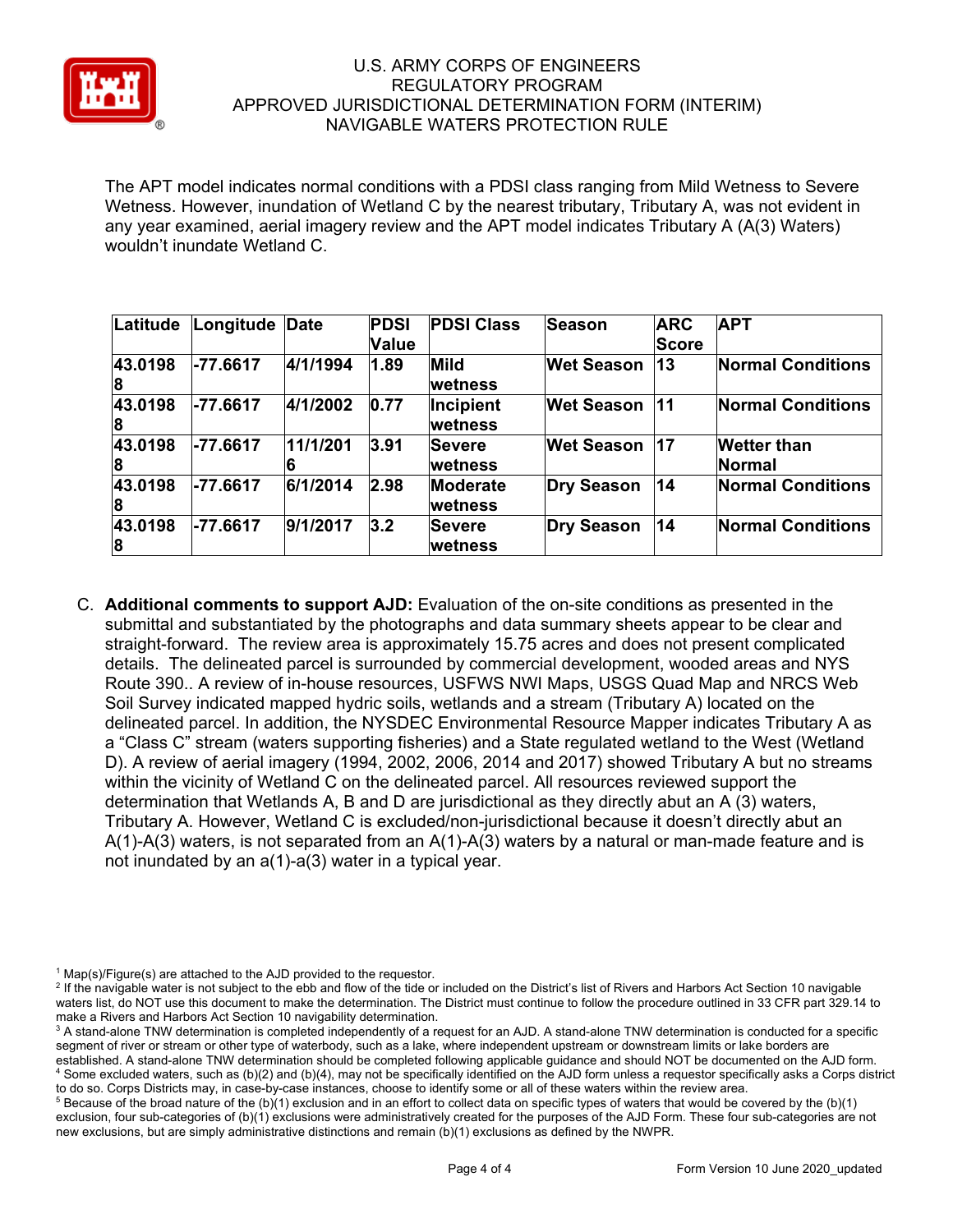The APT model indicates normal conditions with a PDSI class ranging from Mild Wetness to Severe Wetness. However, inundation of Wetland C by the nearest tributary, Tributary A, was not evident in any year examined, aerial imagery review and the APT model indicates Tributary A (A(3) Waters) wouldn't inundate Wetland C.

| Latitude | Longitude | Date | PDSI Value | PDSI Class | Season | ARC Score | APT |
|---|---|---|---|---|---|---|---|
| 43.01988 | -77.6617 | 4/1/1994 | 1.89 | Mild wetness | Wet Season | 13 | Normal Conditions |
| 43.01988 | -77.6617 | 4/1/2002 | 0.77 | Incipient wetness | Wet Season | 11 | Normal Conditions |
| 43.01988 | -77.6617 | 11/1/2016 | 3.91 | Severe wetness | Wet Season | 17 | Wetter than Normal |
| 43.01988 | -77.6617 | 6/1/2014 | 2.98 | Moderate wetness | Dry Season | 14 | Normal Conditions |
| 43.01988 | -77.6617 | 9/1/2017 | 3.2 | Severe wetness | Dry Season | 14 | Normal Conditions |

C. **Additional comments to support AJD:** Evaluation of the on-site conditions as presented in the submittal and substantiated by the photographs and data summary sheets appear to be clear and straight-forward. The review area is approximately 15.75 acres and does not present complicated details. The delineated parcel is surrounded by commercial development, wooded areas and NYS Route 390.. A review of in-house resources, USFWS NWI Maps, USGS Quad Map and NRCS Web Soil Survey indicated mapped hydric soils, wetlands and a stream (Tributary A) located on the delineated parcel. In addition, the NYSDEC Environmental Resource Mapper indicates Tributary A as a "Class C" stream (waters supporting fisheries) and a State regulated wetland to the West (Wetland D). A review of aerial imagery (1994, 2002, 2006, 2014 and 2017) showed Tributary A but no streams within the vicinity of Wetland C on the delineated parcel. All resources reviewed support the determination that Wetlands A, B and D are jurisdictional as they directly abut an A (3) waters, Tributary A. However, Wetland C is excluded/non-jurisdictional because it doesn't directly abut an A(1)-A(3) waters, is not separated from an A(1)-A(3) waters by a natural or man-made feature and is not inundated by an a(1)-a(3) water in a typical year.

[1] Map(s)/Figure(s) are attached to the AJD provided to the requestor.
[2] If the navigable water is not subject to the ebb and flow of the tide or included on the District's list of Rivers and Harbors Act Section 10 navigable waters list, do NOT use this document to make the determination. The District must continue to follow the procedure outlined in 33 CFR part 329.14 to make a Rivers and Harbors Act Section 10 navigability determination.
[3] A stand-alone TNW determination is completed independently of a request for an AJD. A stand-alone TNW determination is conducted for a specific segment of river or stream or other type of waterbody, such as a lake, where independent upstream or downstream limits or lake borders are established. A stand-alone TNW determination should be completed following applicable guidance and should NOT be documented on the AJD form.
[4] Some excluded waters, such as (b)(2) and (b)(4), may not be specifically identified on the AJD form unless a requestor specifically asks a Corps district to do so. Corps Districts may, in case-by-case instances, choose to identify some or all of these waters within the review area.
[5] Because of the broad nature of the (b)(1) exclusion and in an effort to collect data on specific types of waters that would be covered by the (b)(1) exclusion, four sub-categories of (b)(1) exclusions were administratively created for the purposes of the AJD Form. These four sub-categories are not new exclusions, but are simply administrative distinctions and remain (b)(1) exclusions as defined by the NWPR.